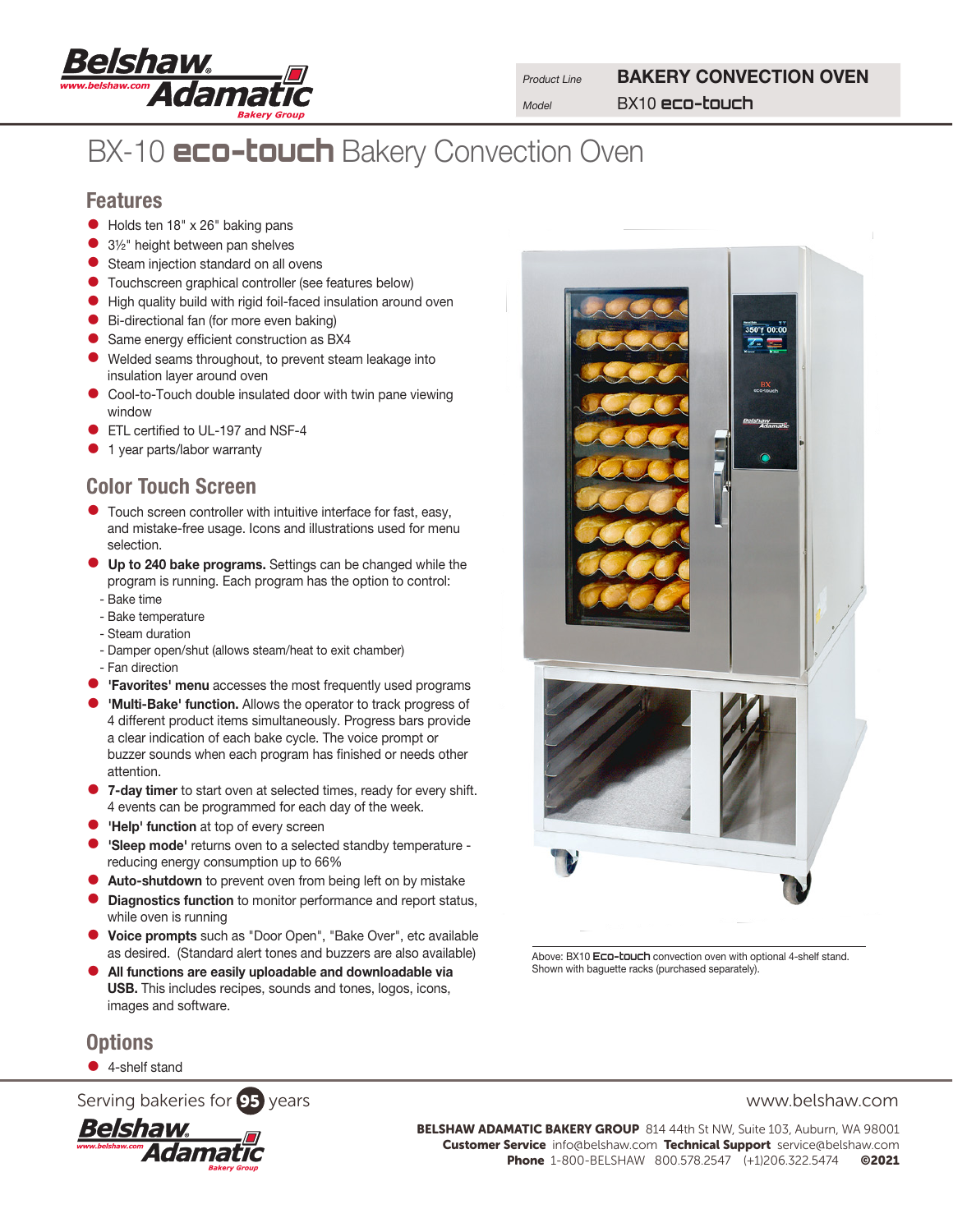| Product Line | BAKERY CONVECTION OVEN |
| --- | --- |
| Model | BX10 eco-touch |

# BX-10 eco-touch Bakery Convection Oven

## Features

- Holds ten 18" x 26" baking pans
- 3½" height between pan shelves
- Steam injection standard on all ovens
- Touchscreen graphical controller (see features below)
- High quality build with rigid foil-faced insulation around oven
- Bi-directional fan (for more even baking)
- Same energy efficient construction as BX4
- Welded seams throughout, to prevent steam leakage into insulation layer around oven
- Cool-to-Touch double insulated door with twin pane viewing window
- ETL certified to UL-197 and NSF-4
- 1 year parts/labor warranty

## Color Touch Screen

- Touch screen controller with intuitive interface for fast, easy, and mistake-free usage. Icons and illustrations used for menu selection.
- **Up to 240 bake programs.** Settings can be changed while the program is running. Each program has the option to control:
  - Bake time
  - Bake temperature
  - Steam duration
  - Damper open/shut (allows steam/heat to exit chamber)
  - Fan direction
- **'Favorites' menu** accesses the most frequently used programs
- **'Multi-Bake' function.** Allows the operator to track progress of 4 different product items simultaneously. Progress bars provide a clear indication of each bake cycle. The voice prompt or buzzer sounds when each program has finished or needs other attention.
- **7-day timer** to start oven at selected times, ready for every shift. 4 events can be programmed for each day of the week.
- **'Help' function** at top of every screen
- **'Sleep mode'** returns oven to a selected standby temperature - reducing energy consumption up to 66%
- **Auto-shutdown** to prevent oven from being left on by mistake
- **Diagnostics function** to monitor performance and report status, while oven is running
- **Voice prompts** such as "Door Open", "Bake Over", etc available as desired. (Standard alert tones and buzzers are also available)
- **All functions are easily uploadable and downloadable via USB.** This includes recipes, sounds and tones, logos, icons, images and software.

Above: BX10 Eco-touch convection oven with optional 4-shelf stand. Shown with baguette racks (purchased separately).

## Options

- 4-shelf stand

Serving bakeries for 95 years

www.belshaw.com

**BELSHAW ADAMATIC BAKERY GROUP** 814 44th St NW, Suite 103, Auburn, WA 98001
**Customer Service** info@belshaw.com **Technical Support** service@belshaw.com
**Phone** 1-800-BELSHAW 800.578.2547 (+1)206.322.5474 **©2021**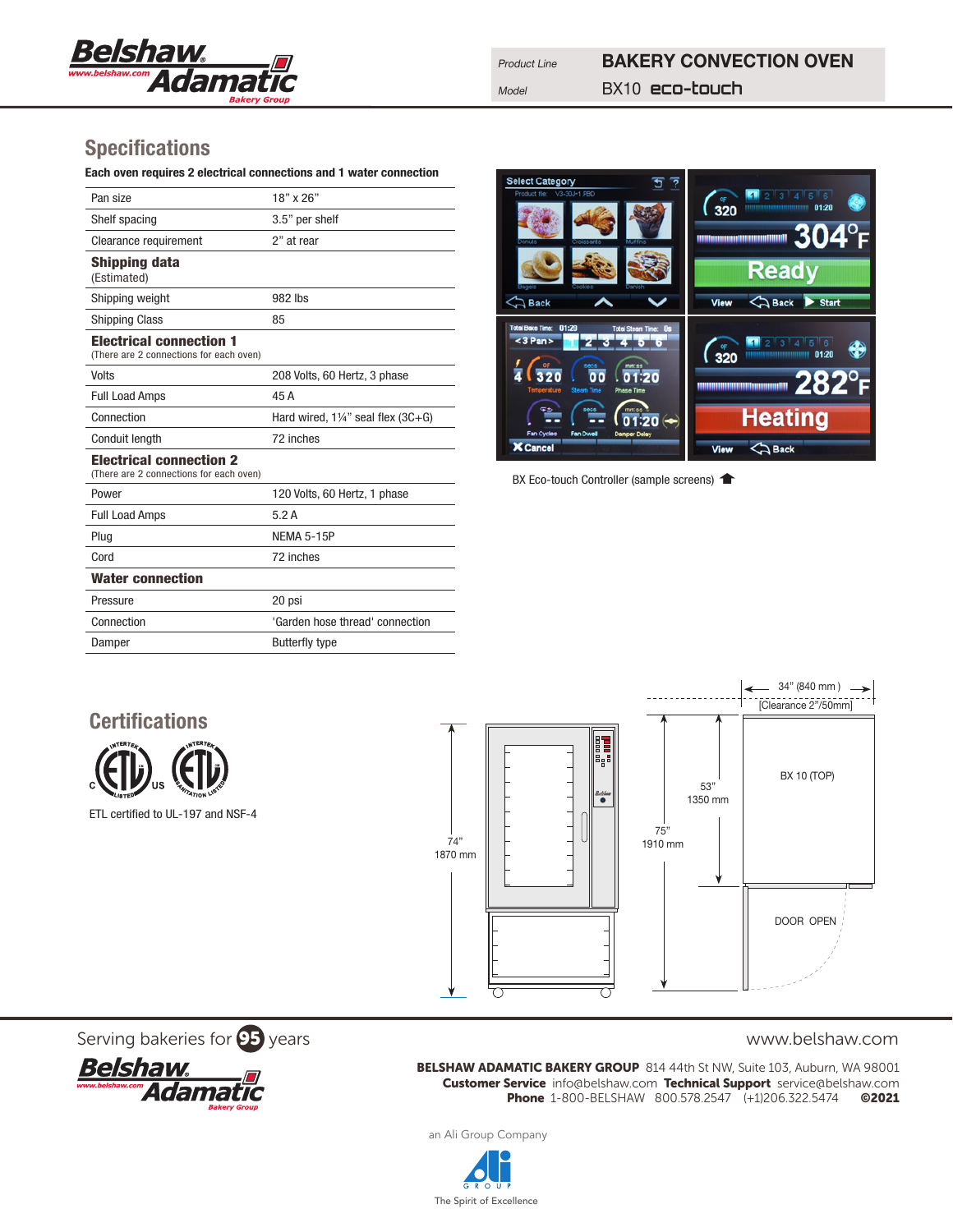Product Line **BAKERY CONVECTION OVEN**

Model BX10 **eco-touch**

## Specifications

**Each oven requires 2 electrical connections and 1 water connection**

| | |
|---|---|
| Pan size | 18" x 26" |
| Shelf spacing | 3.5" per shelf |
| Clearance requirement | 2" at rear |
| **Shipping data** (Estimated) | |
| Shipping weight | 982 lbs |
| Shipping Class | 85 |
| **Electrical connection 1** (There are 2 connections for each oven) | |
| Volts | 208 Volts, 60 Hertz, 3 phase |
| Full Load Amps | 45 A |
| Connection | Hard wired, 1¼" seal flex (3C+G) |
| Conduit length | 72 inches |
| **Electrical connection 2** (There are 2 connections for each oven) | |
| Power | 120 Volts, 60 Hertz, 1 phase |
| Full Load Amps | 5.2 A |
| Plug | NEMA 5-15P |
| Cord | 72 inches |
| **Water connection** | |
| Pressure | 20 psi |
| Connection | 'Garden hose thread' connection |
| Damper | Butterfly type |

BX Eco-touch Controller (sample screens)

## Certifications

ETL certified to UL-197 and NSF-4

74" 1870 mm

75" 1910 mm

53" 1350 mm

34" (840 mm)
[Clearance 2"/50mm]

BX 10 (TOP)

DOOR OPEN

Serving bakeries for 95 years

www.belshaw.com

**BELSHAW ADAMATIC BAKERY GROUP** 814 44th St NW, Suite 103, Auburn, WA 98001
**Customer Service** info@belshaw.com **Technical Support** service@belshaw.com
**Phone** 1-800-BELSHAW 800.578.2547 (+1)206.322.5474 **©2021**

an Ali Group Company

The Spirit of Excellence